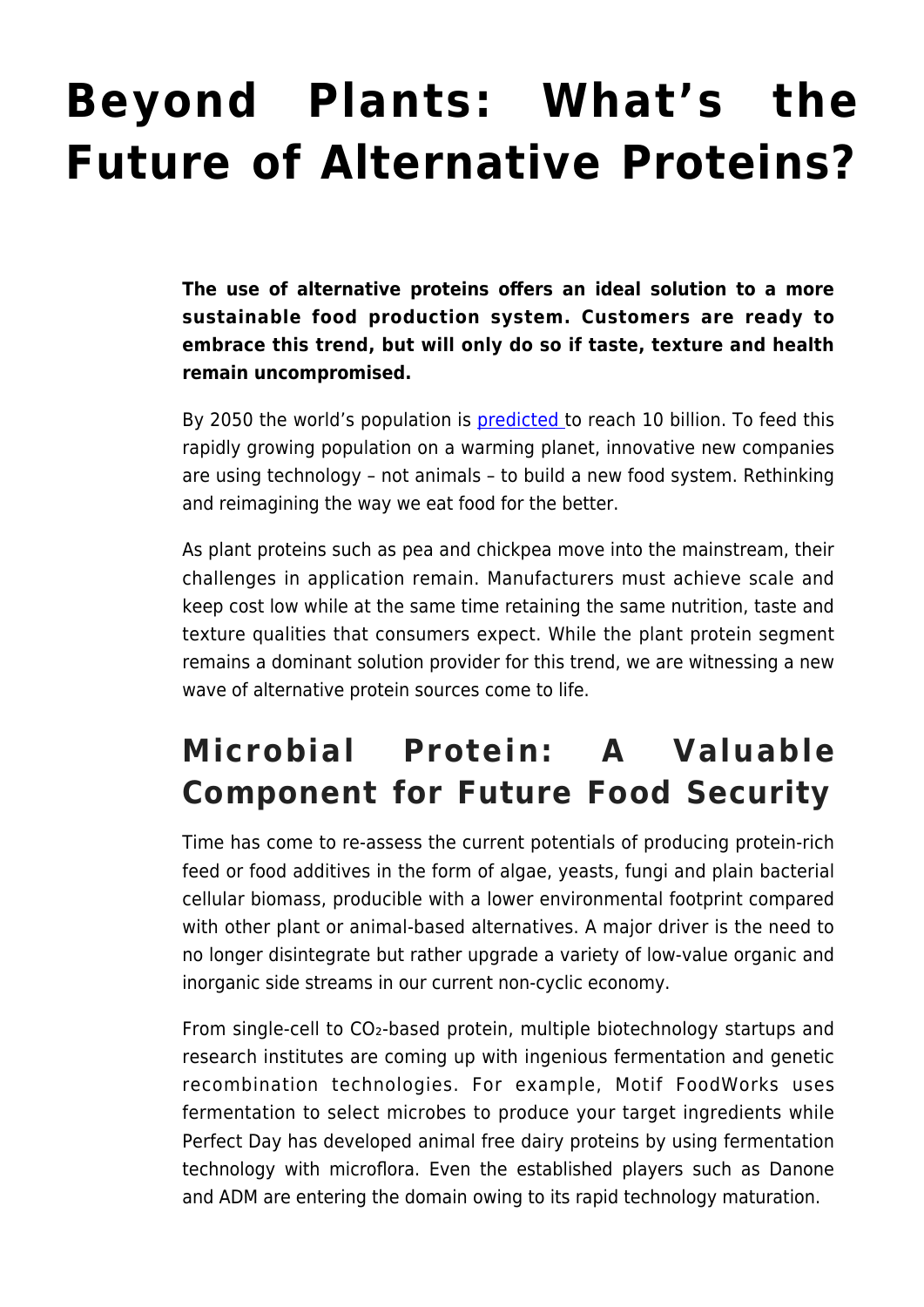# Beyond Plants: What's the Future of Alternative Proteins?

**The use of alternative proteins offers an ideal solution to a more sustainable food production system. Customers are ready to embrace this trend, but will only do so if taste, texture and health remain uncompromised.**

By 2050 the world's population is predicted to reach 10 billion. To feed this rapidly growing population on a warming planet, innovative new companies are using technology – not animals – to build a new food system. Rethinking and reimagining the way we eat food for the better.

As plant proteins such as pea and chickpea move into the mainstream, their challenges in application remain. Manufacturers must achieve scale and keep cost low while at the same time retaining the same nutrition, taste and texture qualities that consumers expect. While the plant protein segment remains a dominant solution provider for this trend, we are witnessing a new wave of alternative protein sources come to life.

## Microbial Protein: A Valuable Component for Future Food Security

Time has come to re-assess the current potentials of producing protein-rich feed or food additives in the form of algae, yeasts, fungi and plain bacterial cellular biomass, producible with a lower environmental footprint compared with other plant or animal-based alternatives. A major driver is the need to no longer disintegrate but rather upgrade a variety of low-value organic and inorganic side streams in our current non-cyclic economy.

From single-cell to $CO_2$-based protein, multiple biotechnology startups and research institutes are coming up with ingenious fermentation and genetic recombination technologies. For example, Motif FoodWorks uses fermentation to select microbes to produce your target ingredients while Perfect Day has developed animal free dairy proteins by using fermentation technology with microflora. Even the established players such as Danone and ADM are entering the domain owing to its rapid technology maturation.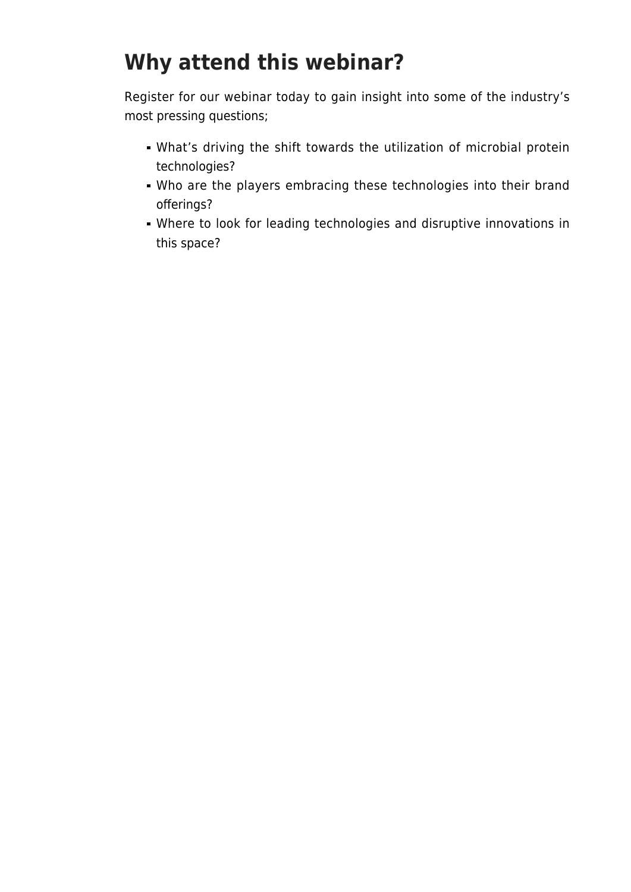## Why attend this webinar?

Register for our webinar today to gain insight into some of the industry's most pressing questions;

- What's driving the shift towards the utilization of microbial protein technologies?
- Who are the players embracing these technologies into their brand offerings?
- Where to look for leading technologies and disruptive innovations in this space?